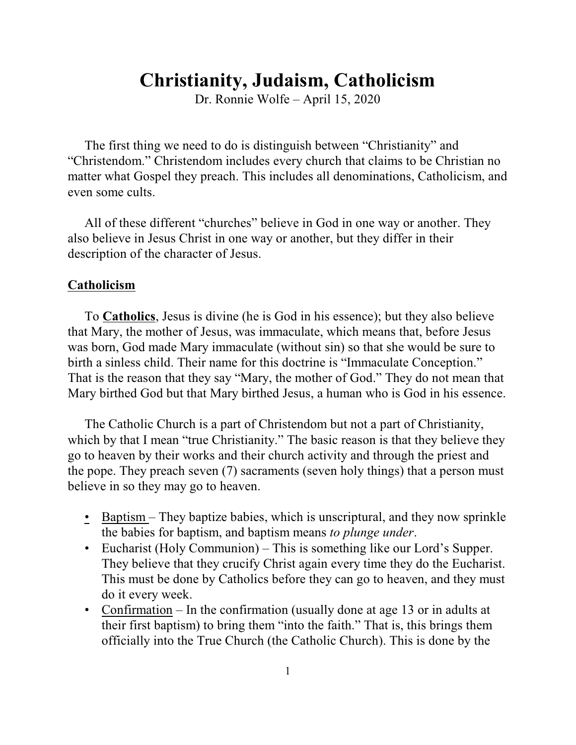# Christianity, Judaism, Catholicism

Dr. Ronnie Wolfe – April 15, 2020

The first thing we need to do is distinguish between "Christianity" and "Christendom." Christendom includes every church that claims to be Christian no matter what Gospel they preach. This includes all denominations, Catholicism, and even some cults.

All of these different "churches" believe in God in one way or another. They also believe in Jesus Christ in one way or another, but they differ in their description of the character of Jesus.

## Catholicism

To **Catholics**, Jesus is divine (he is God in his essence); but they also believe that Mary, the mother of Jesus, was immaculate, which means that, before Jesus was born, God made Mary immaculate (without sin) so that she would be sure to birth a sinless child. Their name for this doctrine is "Immaculate Conception." That is the reason that they say "Mary, the mother of God." They do not mean that Mary birthed God but that Mary birthed Jesus, a human who is God in his essence.

The Catholic Church is a part of Christendom but not a part of Christianity, which by that I mean "true Christianity." The basic reason is that they believe they go to heaven by their works and their church activity and through the priest and the pope. They preach seven (7) sacraments (seven holy things) that a person must believe in so they may go to heaven.

- Baptism – They baptize babies, which is unscriptural, and they now sprinkle the babies for baptism, and baptism means *to plunge under*.
- Eucharist (Holy Communion) – This is something like our Lord's Supper. They believe that they crucify Christ again every time they do the Eucharist. This must be done by Catholics before they can go to heaven, and they must do it every week.
- Confirmation – In the confirmation (usually done at age 13 or in adults at their first baptism) to bring them "into the faith." That is, this brings them officially into the True Church (the Catholic Church). This is done by the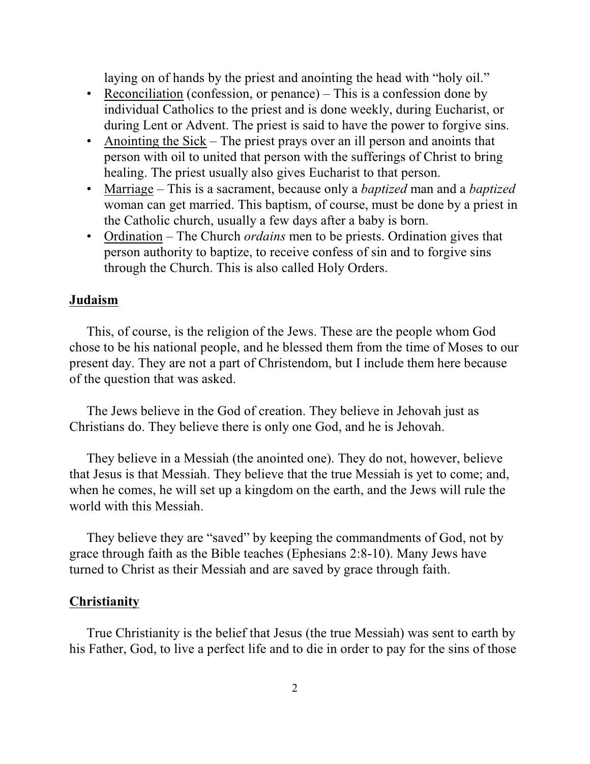laying on of hands by the priest and anointing the head with "holy oil."

- Reconciliation (confession, or penance) – This is a confession done by individual Catholics to the priest and is done weekly, during Eucharist, or during Lent or Advent. The priest is said to have the power to forgive sins.
- Anointing the Sick – The priest prays over an ill person and anoints that person with oil to united that person with the sufferings of Christ to bring healing. The priest usually also gives Eucharist to that person.
- Marriage – This is a sacrament, because only a *baptized* man and a *baptized* woman can get married. This baptism, of course, must be done by a priest in the Catholic church, usually a few days after a baby is born.
- Ordination – The Church *ordains* men to be priests. Ordination gives that person authority to baptize, to receive confess of sin and to forgive sins through the Church. This is also called Holy Orders.

## Judaism

This, of course, is the religion of the Jews. These are the people whom God chose to be his national people, and he blessed them from the time of Moses to our present day. They are not a part of Christendom, but I include them here because of the question that was asked.

The Jews believe in the God of creation. They believe in Jehovah just as Christians do. They believe there is only one God, and he is Jehovah.

They believe in a Messiah (the anointed one). They do not, however, believe that Jesus is that Messiah. They believe that the true Messiah is yet to come; and, when he comes, he will set up a kingdom on the earth, and the Jews will rule the world with this Messiah.

They believe they are "saved" by keeping the commandments of God, not by grace through faith as the Bible teaches (Ephesians 2:8-10). Many Jews have turned to Christ as their Messiah and are saved by grace through faith.

## Christianity

True Christianity is the belief that Jesus (the true Messiah) was sent to earth by his Father, God, to live a perfect life and to die in order to pay for the sins of those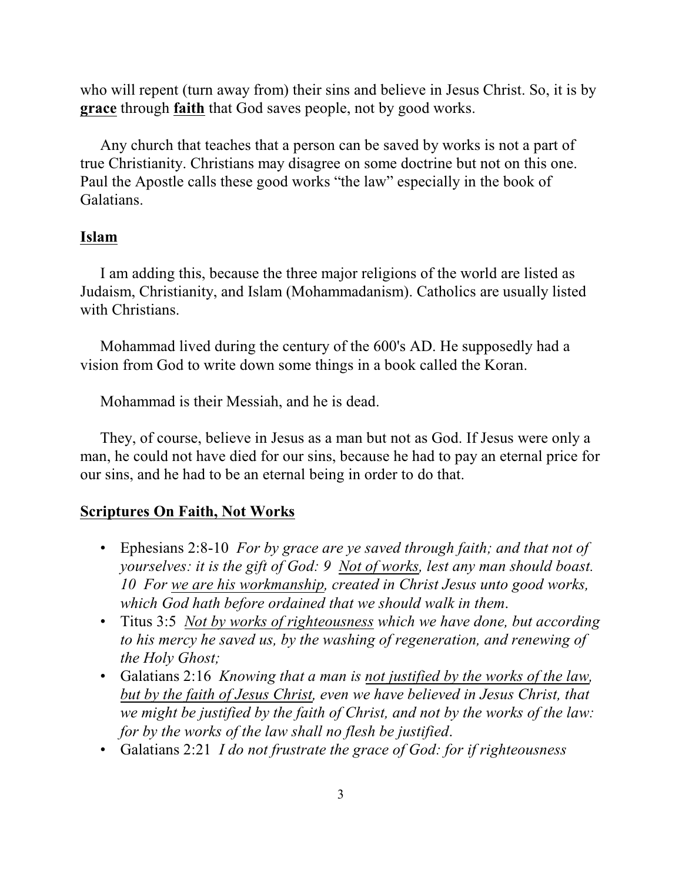who will repent (turn away from) their sins and believe in Jesus Christ. So, it is by **<u>grace</u>** through **<u>faith</u>** that God saves people, not by good works.

Any church that teaches that a person can be saved by works is not a part of true Christianity. Christians may disagree on some doctrine but not on this one. Paul the Apostle calls these good works "the law" especially in the book of Galatians.

## <u>Islam</u>

I am adding this, because the three major religions of the world are listed as Judaism, Christianity, and Islam (Mohammadanism). Catholics are usually listed with Christians.

Mohammad lived during the century of the 600's AD. He supposedly had a vision from God to write down some things in a book called the Koran.

Mohammad is their Messiah, and he is dead.

They, of course, believe in Jesus as a man but not as God. If Jesus were only a man, he could not have died for our sins, because he had to pay an eternal price for our sins, and he had to be an eternal being in order to do that.

## <u>Scriptures On Faith, Not Works</u>

- Ephesians 2:8-10 *For by grace are ye saved through faith; and that not of yourselves: it is the gift of God: 9 <u>Not of works</u>, lest any man should boast. 10 For <u>we are his workmanship</u>, created in Christ Jesus unto good works, which God hath before ordained that we should walk in them*.
- Titus 3:5 *<u>Not by works of righteousness</u> which we have done, but according to his mercy he saved us, by the washing of regeneration, and renewing of the Holy Ghost;*
- Galatians 2:16 *Knowing that a man is <u>not justified by the works of the law, but by the faith of Jesus Christ</u>, even we have believed in Jesus Christ, that we might be justified by the faith of Christ, and not by the works of the law: for by the works of the law shall no flesh be justified*.
- Galatians 2:21 *I do not frustrate the grace of God: for if righteousness*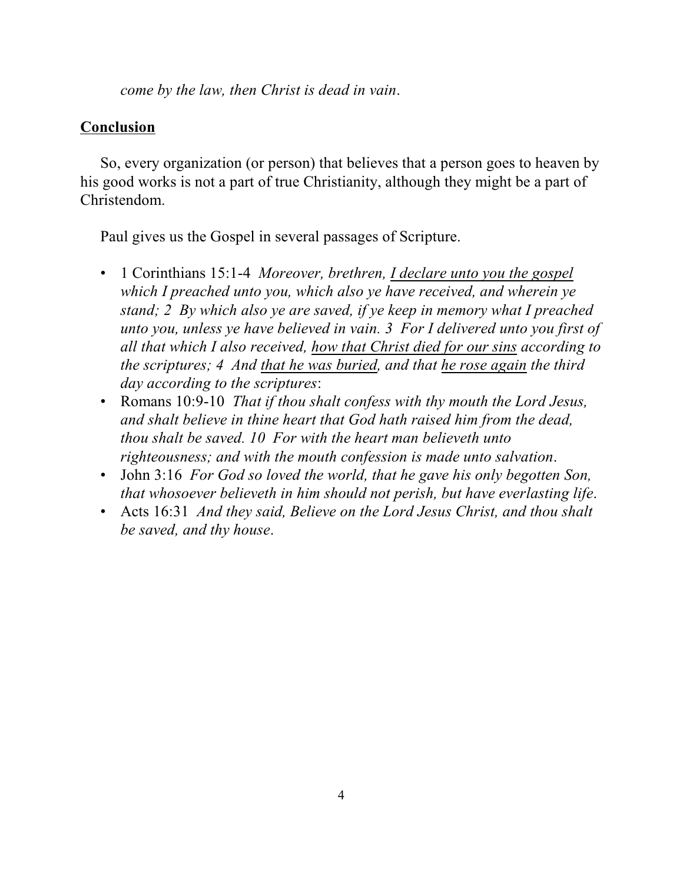*come by the law, then Christ is dead in vain*.

**<u>Conclusion</u>**

So, every organization (or person) that believes that a person goes to heaven by his good works is not a part of true Christianity, although they might be a part of Christendom.

Paul gives us the Gospel in several passages of Scripture.

- 1 Corinthians 15:1-4 *Moreover, brethren, <u>I declare unto you the gospel</u> which I preached unto you, which also ye have received, and wherein ye stand; 2 By which also ye are saved, if ye keep in memory what I preached unto you, unless ye have believed in vain. 3 For I delivered unto you first of all that which I also received, <u>how that Christ died for our sins</u> according to the scriptures; 4 And <u>that he was buried</u>, and that <u>he rose again</u> the third day according to the scriptures*:
- Romans 10:9-10 *That if thou shalt confess with thy mouth the Lord Jesus, and shalt believe in thine heart that God hath raised him from the dead, thou shalt be saved. 10 For with the heart man believeth unto righteousness; and with the mouth confession is made unto salvation*.
- John 3:16 *For God so loved the world, that he gave his only begotten Son, that whosoever believeth in him should not perish, but have everlasting life*.
- Acts 16:31 *And they said, Believe on the Lord Jesus Christ, and thou shalt be saved, and thy house*.